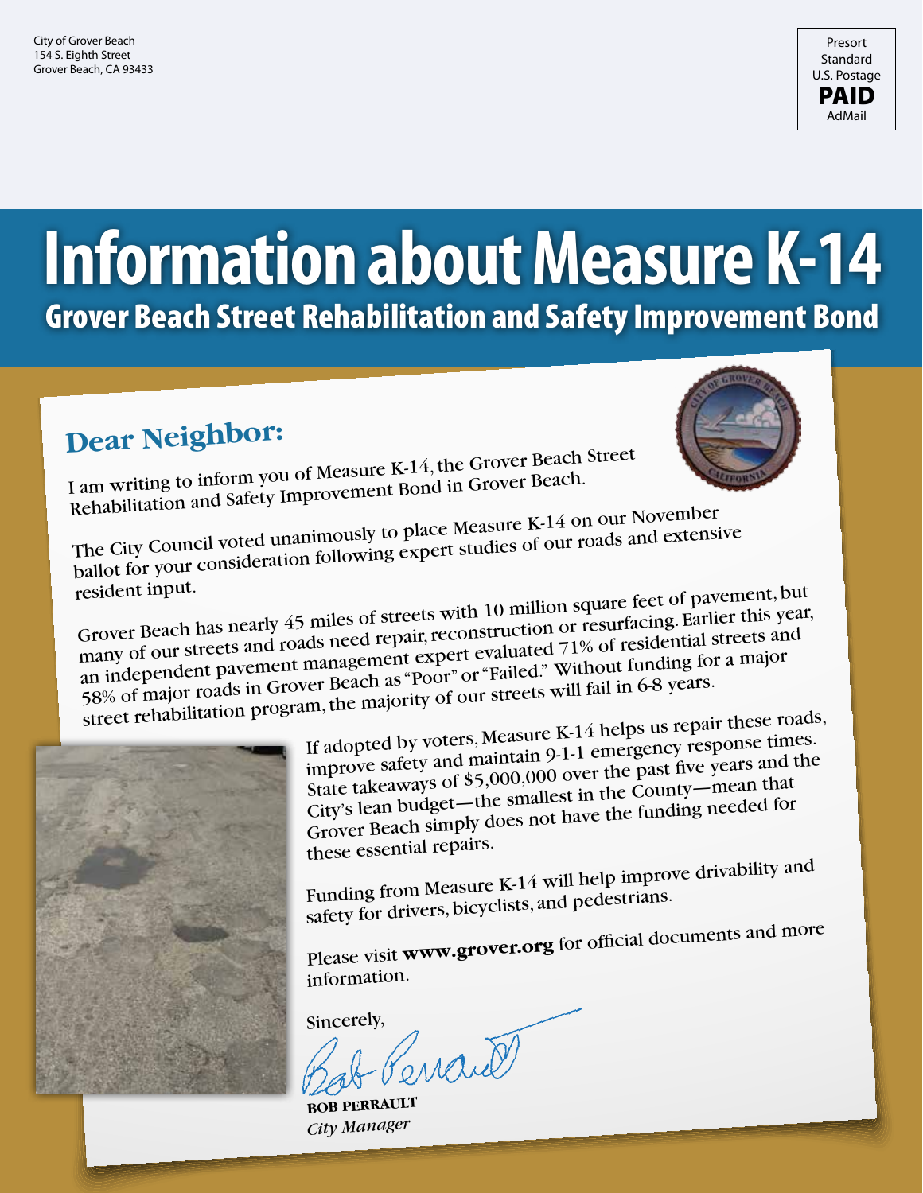City of Grover Beach
154 S. Eighth Street
Grover Beach, CA 93433

Presort
Standard
U.S. Postage
**PAID**
AdMail

# Information about Measure K-14

## Grover Beach Street Rehabilitation and Safety Improvement Bond

### Dear Neighbor:

I am writing to inform you of Measure K-14, the Grover Beach Street Rehabilitation and Safety Improvement Bond in Grover Beach.

The City Council voted unanimously to place Measure K-14 on our November ballot for your consideration following expert studies of our roads and extensive resident input.

Grover Beach has nearly 45 miles of streets with 10 million square feet of pavement, but many of our streets and roads need repair, reconstruction or resurfacing. Earlier this year, an independent pavement management expert evaluated 71% of residential streets and 58% of major roads in Grover Beach as "Poor" or "Failed." Without funding for a major street rehabilitation program, the majority of our streets will fail in 6-8 years.

If adopted by voters, Measure K-14 helps us repair these roads, improve safety and maintain 9-1-1 emergency response times. State takeaways of $5,000,000 over the past five years and the City's lean budget—the smallest in the County—mean that Grover Beach simply does not have the funding needed for these essential repairs.

Funding from Measure K-14 will help improve drivability and safety for drivers, bicyclists, and pedestrians.

Please visit **www.grover.org** for official documents and more information.

Sincerely,

**BOB PERRAULT**
*City Manager*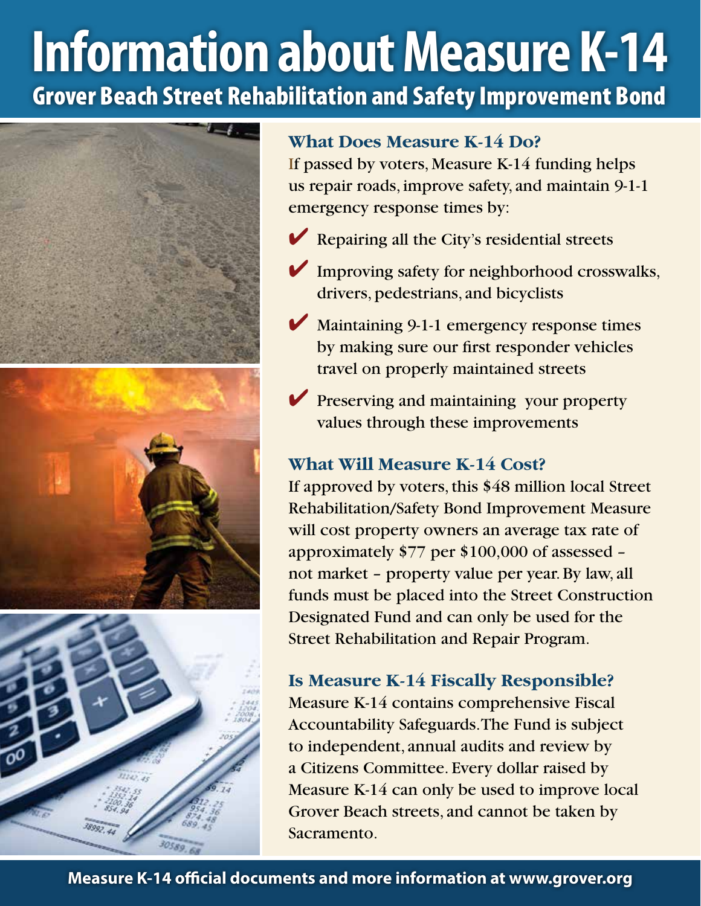# Information about Measure K-14

## Grover Beach Street Rehabilitation and Safety Improvement Bond

### What Does Measure K-14 Do?

If passed by voters, Measure K-14 funding helps us repair roads, improve safety, and maintain 9-1-1 emergency response times by:

- ✔ Repairing all the City's residential streets
- ✔ Improving safety for neighborhood crosswalks, drivers, pedestrians, and bicyclists
- ✔ Maintaining 9-1-1 emergency response times by making sure our first responder vehicles travel on properly maintained streets
- ✔ Preserving and maintaining your property values through these improvements

### What Will Measure K-14 Cost?

If approved by voters, this $48 million local Street Rehabilitation/Safety Bond Improvement Measure will cost property owners an average tax rate of approximately $77 per $100,000 of assessed – not market – property value per year. By law, all funds must be placed into the Street Construction Designated Fund and can only be used for the Street Rehabilitation and Repair Program.

### Is Measure K-14 Fiscally Responsible?

Measure K-14 contains comprehensive Fiscal Accountability Safeguards. The Fund is subject to independent, annual audits and review by a Citizens Committee. Every dollar raised by Measure K-14 can only be used to improve local Grover Beach streets, and cannot be taken by Sacramento.

**Measure K-14 official documents and more information at www.grover.org**